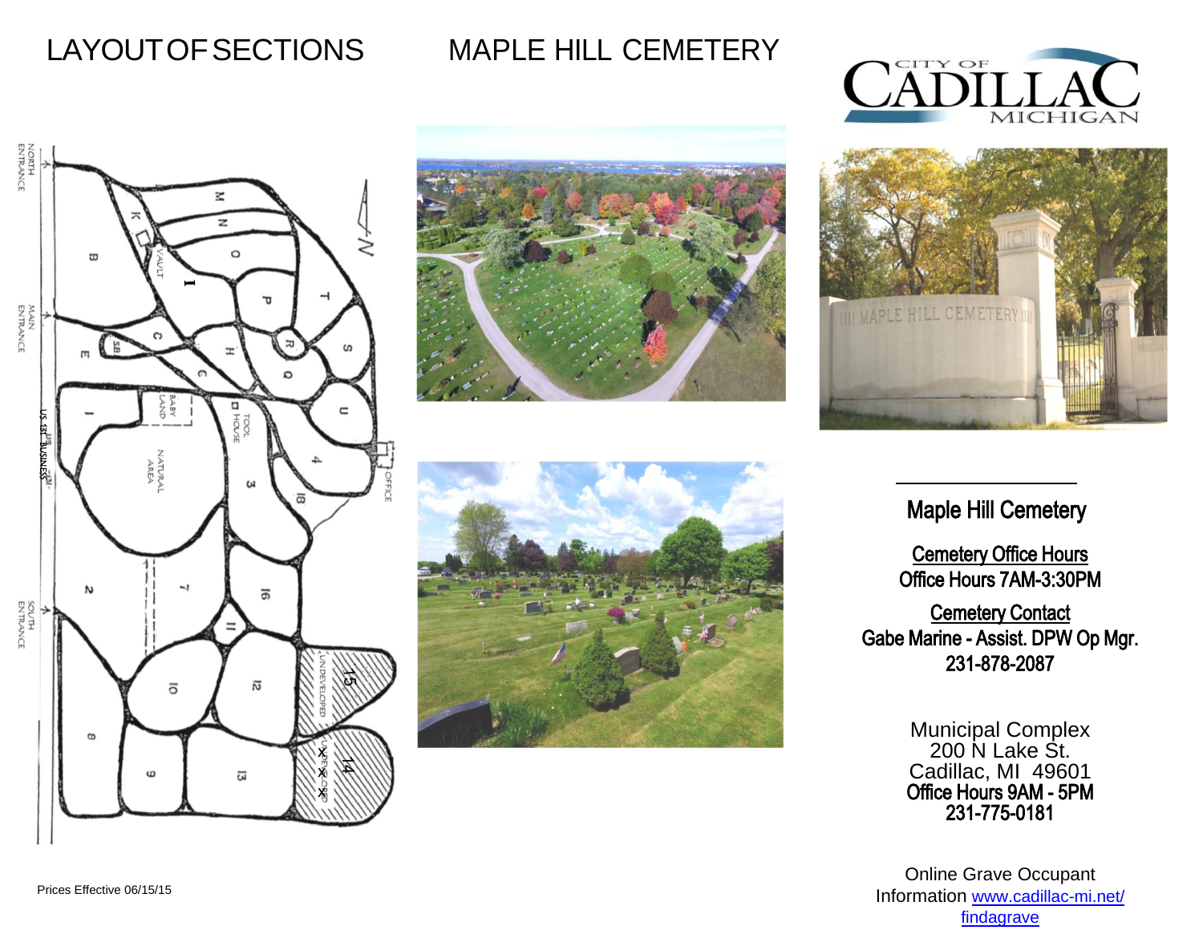# LAYOUT OF SECTIONS

# MAPLE HILL CEMETERY

CITY OF CADILLAC MICHIGAN

## Maple Hill Cemetery

**Cemetery Office Hours**

**Office Hours 7AM-3:30PM**

**Cemetery Contact**

**Gabe Marine - Assist. DPW Op Mgr.**

**231-878-2087**

Municipal Complex
200 N Lake St.
Cadillac, MI 49601
**Office Hours 9AM - 5PM**
**231-775-0181**

Online Grave Occupant Information [www.cadillac-mi.net/findagrave](www.cadillac-mi.net/findagrave)

Prices Effective 06/15/15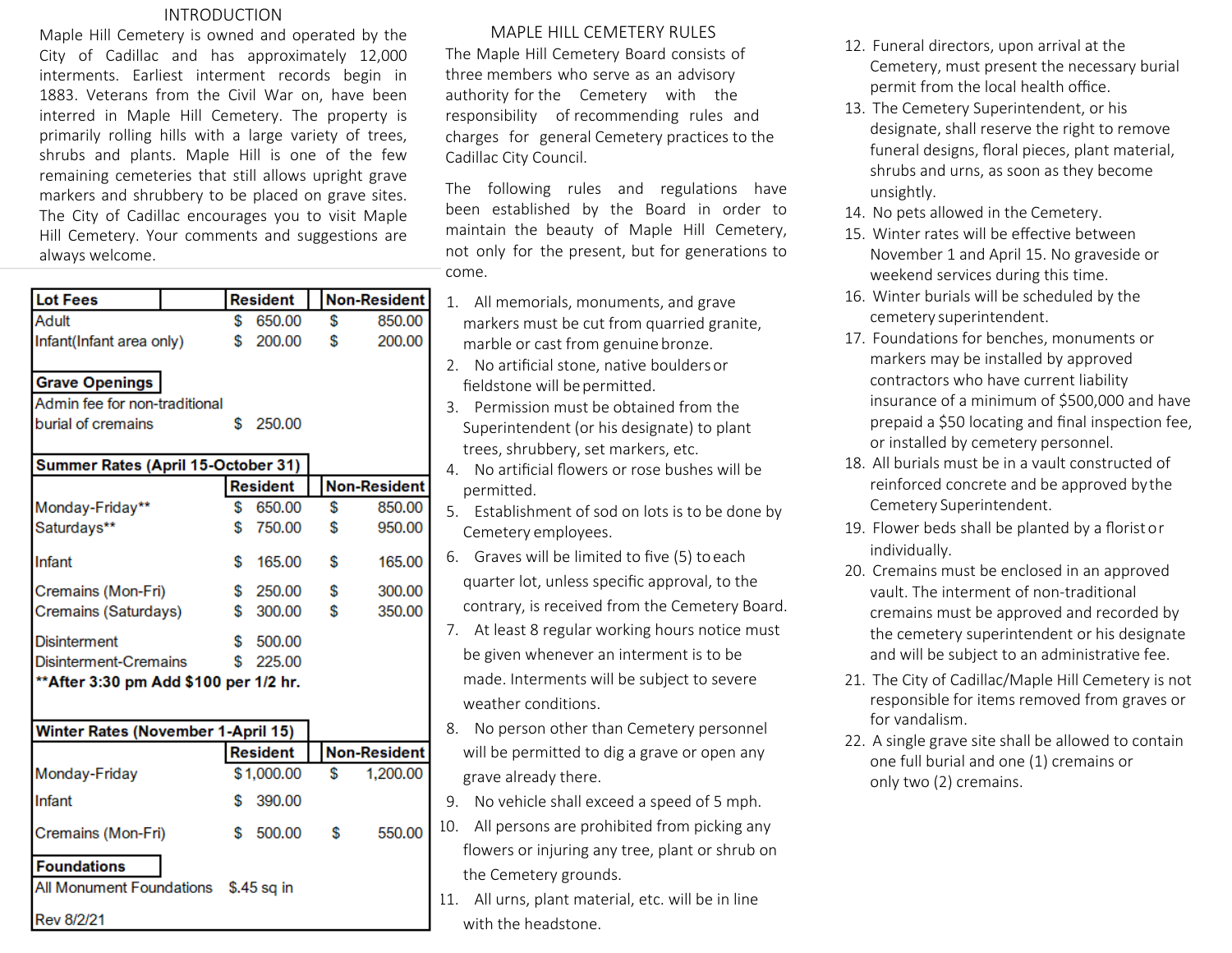## INTRODUCTION

Maple Hill Cemetery is owned and operated by the City of Cadillac and has approximately 12,000 interments. Earliest interment records begin in 1883. Veterans from the Civil War on, have been interred in Maple Hill Cemetery. The property is primarily rolling hills with a large variety of trees, shrubs and plants. Maple Hill is one of the few remaining cemeteries that still allows upright grave markers and shrubbery to be placed on grave sites. The City of Cadillac encourages you to visit Maple Hill Cemetery. Your comments and suggestions are always welcome.

| Lot Fees | Resident | Non-Resident |
|---|---|---|
| Adult | $ 650.00 | $ 850.00 |
| Infant(Infant area only) | $ 200.00 | $ 200.00 |
| **Grave Openings** | | |
| Admin fee for non-traditional burial of cremains | $ 250.00 | |
| **Summer Rates (April 15-October 31)** | | |
| | **Resident** | **Non-Resident** |
| Monday-Friday** | $ 650.00 | $ 850.00 |
| Saturdays** | $ 750.00 | $ 950.00 |
| Infant | $ 165.00 | $ 165.00 |
| Cremains (Mon-Fri) | $ 250.00 | $ 300.00 |
| Cremains (Saturdays) | $ 300.00 | $ 350.00 |
| Disinterment | $ 500.00 | |
| Disinterment-Cremains | $ 225.00 | |
| **After 3:30 pm Add $100 per 1/2 hr. | | |
| **Winter Rates (November 1-April 15)** | | |
| | **Resident** | **Non-Resident** |
| Monday-Friday | $1,000.00 | $ 1,200.00 |
| Infant | $ 390.00 | |
| Cremains (Mon-Fri) | $ 500.00 | $ 550.00 |
| **Foundations** | | |
| All Monument Foundations | $.45 sq in | |
| Rev 8/2/21 | | |

## MAPLE HILL CEMETERY RULES

The Maple Hill Cemetery Board consists of three members who serve as an advisory authority for the Cemetery with the responsibility of recommending rules and charges for general Cemetery practices to the Cadillac City Council.

The following rules and regulations have been established by the Board in order to maintain the beauty of Maple Hill Cemetery, not only for the present, but for generations to come.

1. All memorials, monuments, and grave markers must be cut from quarried granite, marble or cast from genuine bronze.
2. No artificial stone, native boulders or fieldstone will be permitted.
3. Permission must be obtained from the Superintendent (or his designate) to plant trees, shrubbery, set markers, etc.
4. No artificial flowers or rose bushes will be permitted.
5. Establishment of sod on lots is to be done by Cemetery employees.
6. Graves will be limited to five (5) to each quarter lot, unless specific approval, to the contrary, is received from the Cemetery Board.
7. At least 8 regular working hours notice must be given whenever an interment is to be made. Interments will be subject to severe weather conditions.
8. No person other than Cemetery personnel will be permitted to dig a grave or open any grave already there.
9. No vehicle shall exceed a speed of 5 mph.
10. All persons are prohibited from picking any flowers or injuring any tree, plant or shrub on the Cemetery grounds.
11. All urns, plant material, etc. will be in line with the headstone.
12. Funeral directors, upon arrival at the Cemetery, must present the necessary burial permit from the local health office.
13. The Cemetery Superintendent, or his designate, shall reserve the right to remove funeral designs, floral pieces, plant material, shrubs and urns, as soon as they become unsightly.
14. No pets allowed in the Cemetery.
15. Winter rates will be effective between November 1 and April 15. No graveside or weekend services during this time.
16. Winter burials will be scheduled by the cemetery superintendent.
17. Foundations for benches, monuments or markers may be installed by approved contractors who have current liability insurance of a minimum of $500,000 and have prepaid a $50 locating and final inspection fee, or installed by cemetery personnel.
18. All burials must be in a vault constructed of reinforced concrete and be approved by the Cemetery Superintendent.
19. Flower beds shall be planted by a florist or individually.
20. Cremains must be enclosed in an approved vault. The interment of non-traditional cremains must be approved and recorded by the cemetery superintendent or his designate and will be subject to an administrative fee.
21. The City of Cadillac/Maple Hill Cemetery is not responsible for items removed from graves or for vandalism.
22. A single grave site shall be allowed to contain one full burial and one (1) cremains or only two (2) cremains.